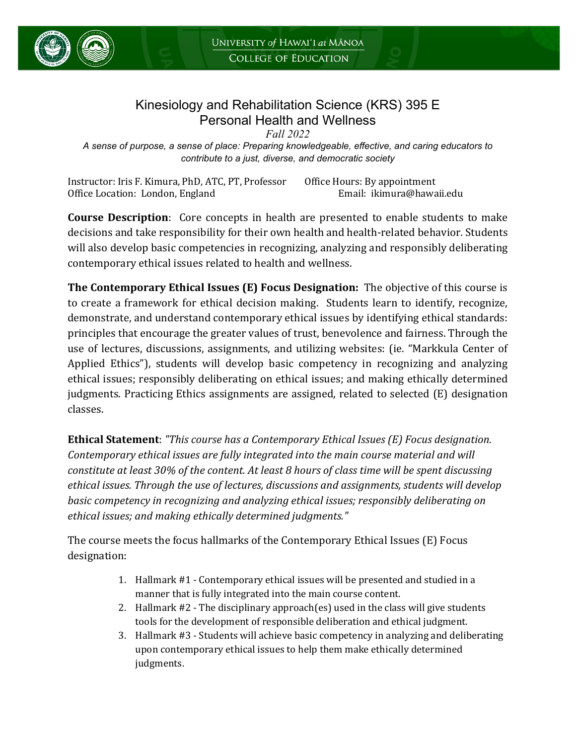University of Hawaiʻi at Mānoa
College of Education

# Kinesiology and Rehabilitation Science (KRS) 395 E
## Personal Health and Wellness

*Fall 2022*

*A sense of purpose, a sense of place: Preparing knowledgeable, effective, and caring educators to contribute to a just, diverse, and democratic society*

Instructor: Iris F. Kimura, PhD, ATC, PT, Professor
Office Hours: By appointment
Office Location: London, England
Email: ikimura@hawaii.edu

**Course Description**: Core concepts in health are presented to enable students to make decisions and take responsibility for their own health and health-related behavior. Students will also develop basic competencies in recognizing, analyzing and responsibly deliberating contemporary ethical issues related to health and wellness.

**The Contemporary Ethical Issues (E) Focus Designation:** The objective of this course is to create a framework for ethical decision making. Students learn to identify, recognize, demonstrate, and understand contemporary ethical issues by identifying ethical standards: principles that encourage the greater values of trust, benevolence and fairness. Through the use of lectures, discussions, assignments, and utilizing websites: (ie. "Markkula Center of Applied Ethics"), students will develop basic competency in recognizing and analyzing ethical issues; responsibly deliberating on ethical issues; and making ethically determined judgments. Practicing Ethics assignments are assigned, related to selected (E) designation classes.

**Ethical Statement**: *"This course has a Contemporary Ethical Issues (E) Focus designation. Contemporary ethical issues are fully integrated into the main course material and will constitute at least 30% of the content. At least 8 hours of class time will be spent discussing ethical issues. Through the use of lectures, discussions and assignments, students will develop basic competency in recognizing and analyzing ethical issues; responsibly deliberating on ethical issues; and making ethically determined judgments."*

The course meets the focus hallmarks of the Contemporary Ethical Issues (E) Focus designation:

1. Hallmark #1 - Contemporary ethical issues will be presented and studied in a manner that is fully integrated into the main course content.
2. Hallmark #2 - The disciplinary approach(es) used in the class will give students tools for the development of responsible deliberation and ethical judgment.
3. Hallmark #3 - Students will achieve basic competency in analyzing and deliberating upon contemporary ethical issues to help them make ethically determined judgments.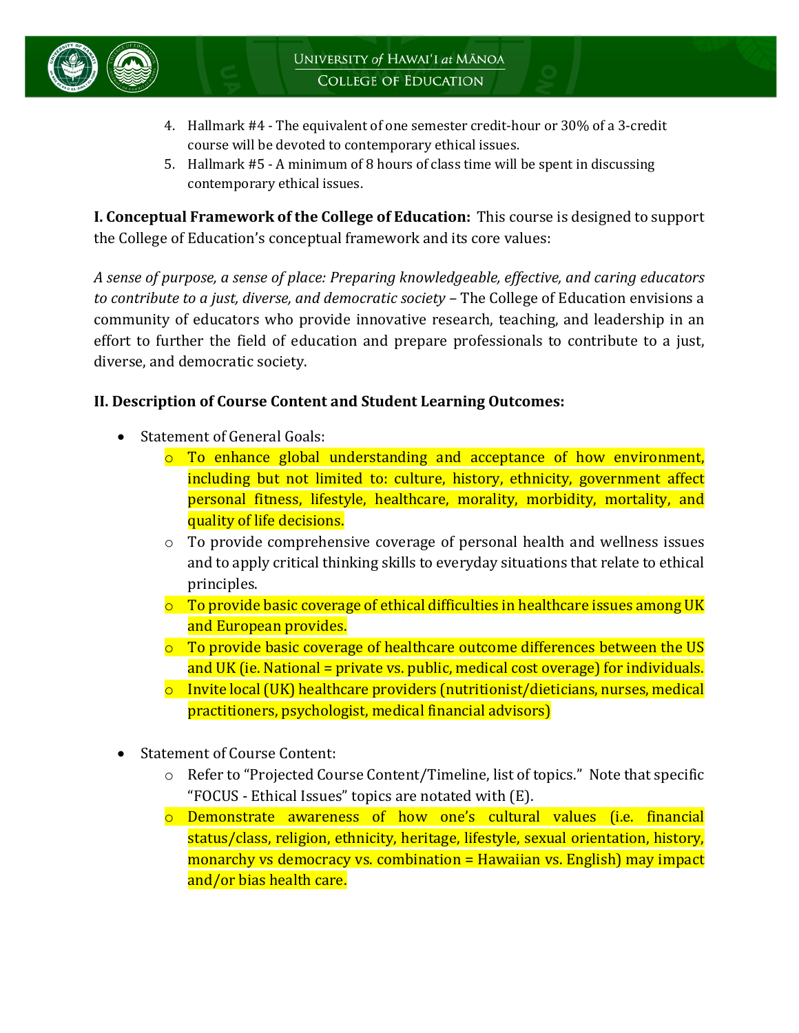4. Hallmark #4 - The equivalent of one semester credit-hour or 30% of a 3-credit course will be devoted to contemporary ethical issues.
5. Hallmark #5 - A minimum of 8 hours of class time will be spent in discussing contemporary ethical issues.

**I. Conceptual Framework of the College of Education:** This course is designed to support the College of Education's conceptual framework and its core values:

*A sense of purpose, a sense of place: Preparing knowledgeable, effective, and caring educators to contribute to a just, diverse, and democratic society* – The College of Education envisions a community of educators who provide innovative research, teaching, and leadership in an effort to further the field of education and prepare professionals to contribute to a just, diverse, and democratic society.

**II. Description of Course Content and Student Learning Outcomes:**

- Statement of General Goals:
  - To enhance global understanding and acceptance of how environment, including but not limited to: culture, history, ethnicity, government affect personal fitness, lifestyle, healthcare, morality, morbidity, mortality, and quality of life decisions.
  - To provide comprehensive coverage of personal health and wellness issues and to apply critical thinking skills to everyday situations that relate to ethical principles.
  - To provide basic coverage of ethical difficulties in healthcare issues among UK and European provides.
  - To provide basic coverage of healthcare outcome differences between the US and UK (ie. National = private vs. public, medical cost overage) for individuals.
  - Invite local (UK) healthcare providers (nutritionist/dieticians, nurses, medical practitioners, psychologist, medical financial advisors)

- Statement of Course Content:
  - Refer to "Projected Course Content/Timeline, list of topics." Note that specific "FOCUS - Ethical Issues" topics are notated with (E).
  - Demonstrate awareness of how one's cultural values (i.e. financial status/class, religion, ethnicity, heritage, lifestyle, sexual orientation, history, monarchy vs democracy vs. combination = Hawaiian vs. English) may impact and/or bias health care.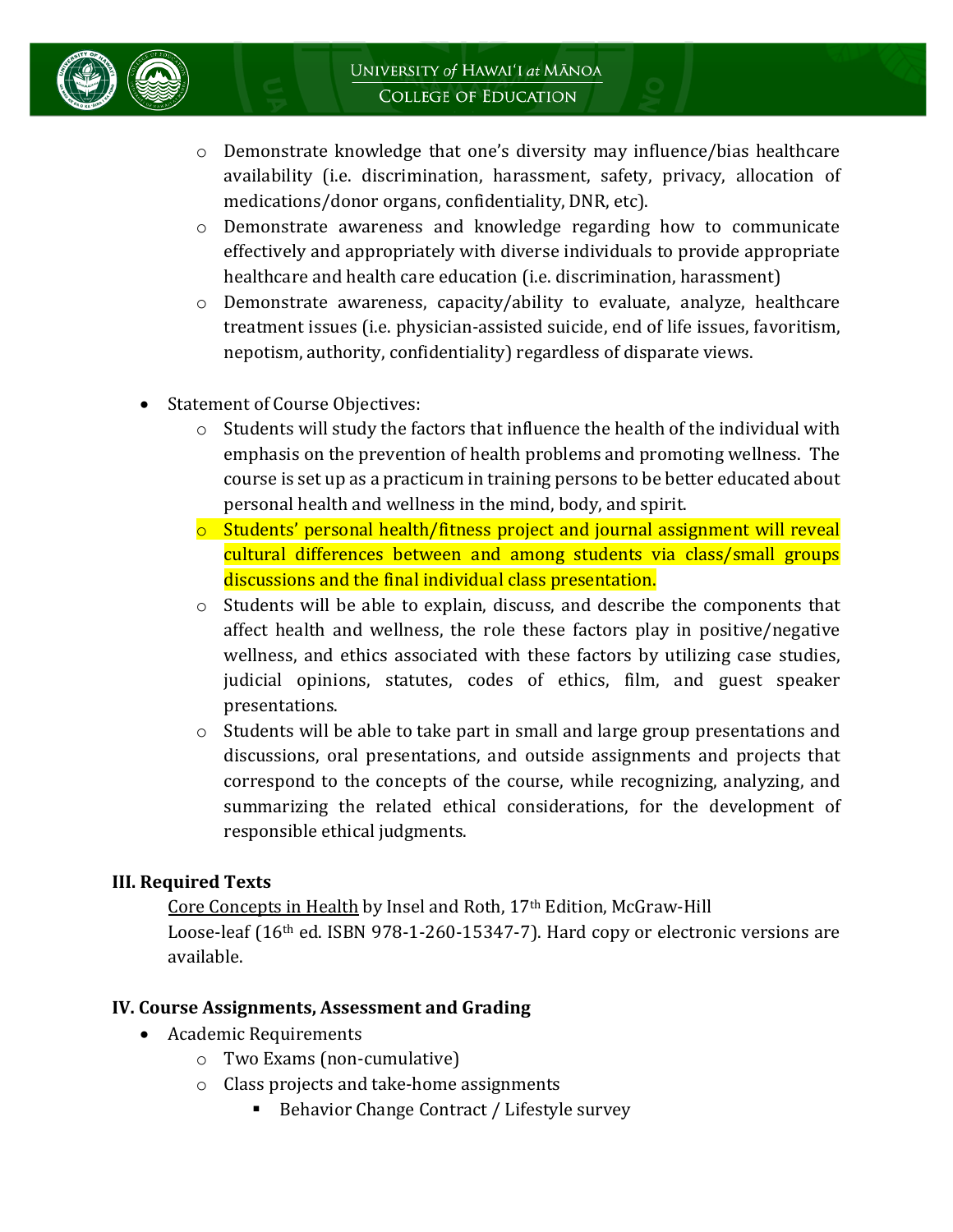- Demonstrate knowledge that one's diversity may influence/bias healthcare availability (i.e. discrimination, harassment, safety, privacy, allocation of medications/donor organs, confidentiality, DNR, etc).
   - Demonstrate awareness and knowledge regarding how to communicate effectively and appropriately with diverse individuals to provide appropriate healthcare and health care education (i.e. discrimination, harassment)
   - Demonstrate awareness, capacity/ability to evaluate, analyze, healthcare treatment issues (i.e. physician-assisted suicide, end of life issues, favoritism, nepotism, authority, confidentiality) regardless of disparate views.

- Statement of Course Objectives:
   - Students will study the factors that influence the health of the individual with emphasis on the prevention of health problems and promoting wellness. The course is set up as a practicum in training persons to be better educated about personal health and wellness in the mind, body, and spirit.
   - Students' personal health/fitness project and journal assignment will reveal cultural differences between and among students via class/small groups discussions and the final individual class presentation.
   - Students will be able to explain, discuss, and describe the components that affect health and wellness, the role these factors play in positive/negative wellness, and ethics associated with these factors by utilizing case studies, judicial opinions, statutes, codes of ethics, film, and guest speaker presentations.
   - Students will be able to take part in small and large group presentations and discussions, oral presentations, and outside assignments and projects that correspond to the concepts of the course, while recognizing, analyzing, and summarizing the related ethical considerations, for the development of responsible ethical judgments.

## III. Required Texts

Core Concepts in Health by Insel and Roth, 17th Edition, McGraw-Hill
Loose-leaf (16th ed. ISBN 978-1-260-15347-7). Hard copy or electronic versions are available.

## IV. Course Assignments, Assessment and Grading

- Academic Requirements
   - Two Exams (non-cumulative)
   - Class projects and take-home assignments
      - Behavior Change Contract / Lifestyle survey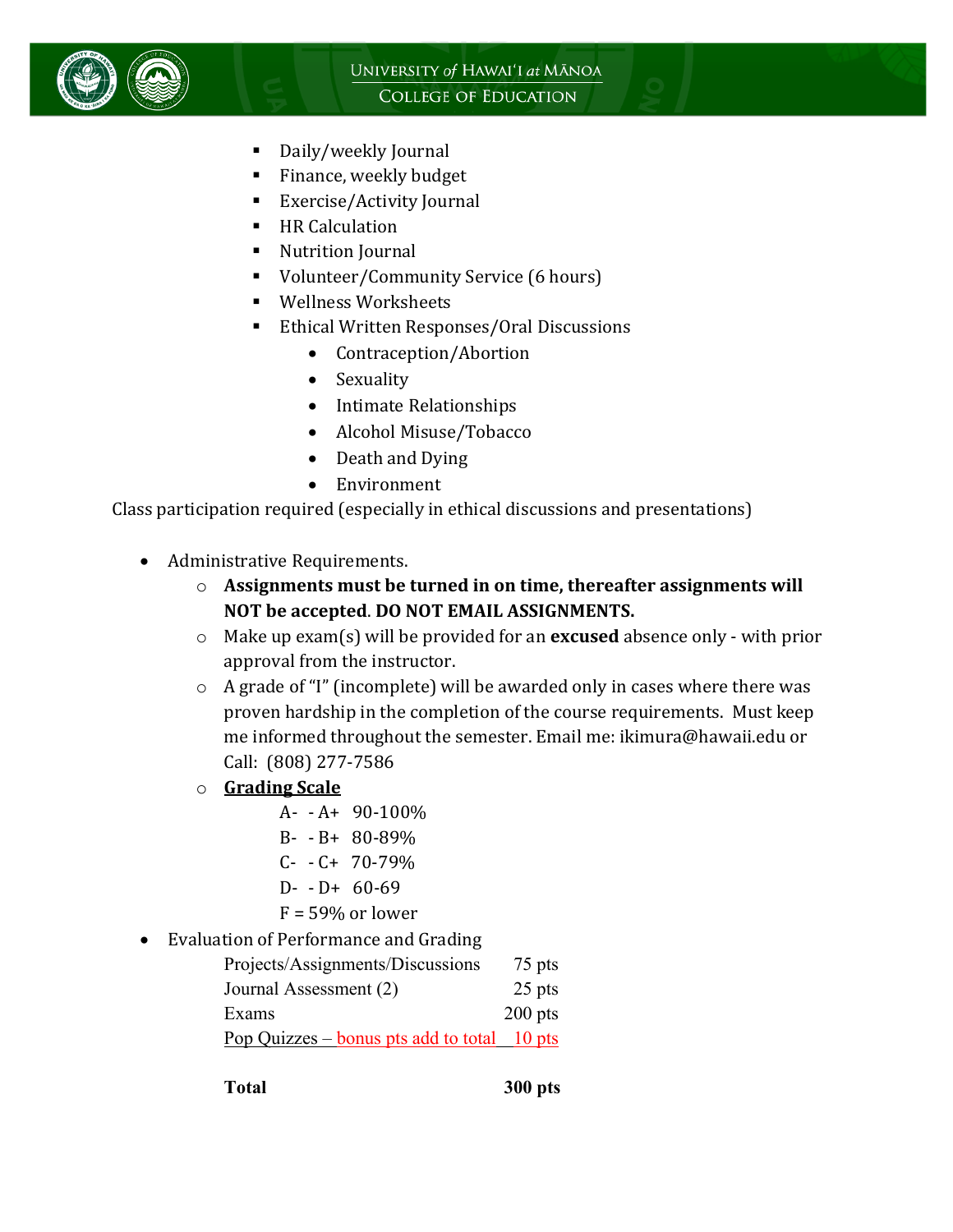- Daily/weekly Journal
- Finance, weekly budget
- Exercise/Activity Journal
- HR Calculation
- Nutrition Journal
- Volunteer/Community Service (6 hours)
- Wellness Worksheets
- Ethical Written Responses/Oral Discussions
  - Contraception/Abortion
  - Sexuality
  - Intimate Relationships
  - Alcohol Misuse/Tobacco
  - Death and Dying
  - Environment

Class participation required (especially in ethical discussions and presentations)

- Administrative Requirements.
  - **Assignments must be turned in on time, thereafter assignments will NOT be accepted. DO NOT EMAIL ASSIGNMENTS.**
  - Make up exam(s) will be provided for an **excused** absence only - with prior approval from the instructor.
  - A grade of "I" (incomplete) will be awarded only in cases where there was proven hardship in the completion of the course requirements. Must keep me informed throughout the semester. Email me: ikimura@hawaii.edu or Call: (808) 277-7586
  - **Grading Scale**
    - A- - A+ 90-100%
    - B- - B+ 80-89%
    - C- - C+ 70-79%
    - D- - D+ 60-69
    - F = 59% or lower
- Evaluation of Performance and Grading

| | |
|---|---|
| Projects/Assignments/Discussions | 75 pts |
| Journal Assessment (2) | 25 pts |
| Exams | 200 pts |
| Pop Quizzes – bonus pts add to total | 10 pts |
| **Total** | **300 pts** |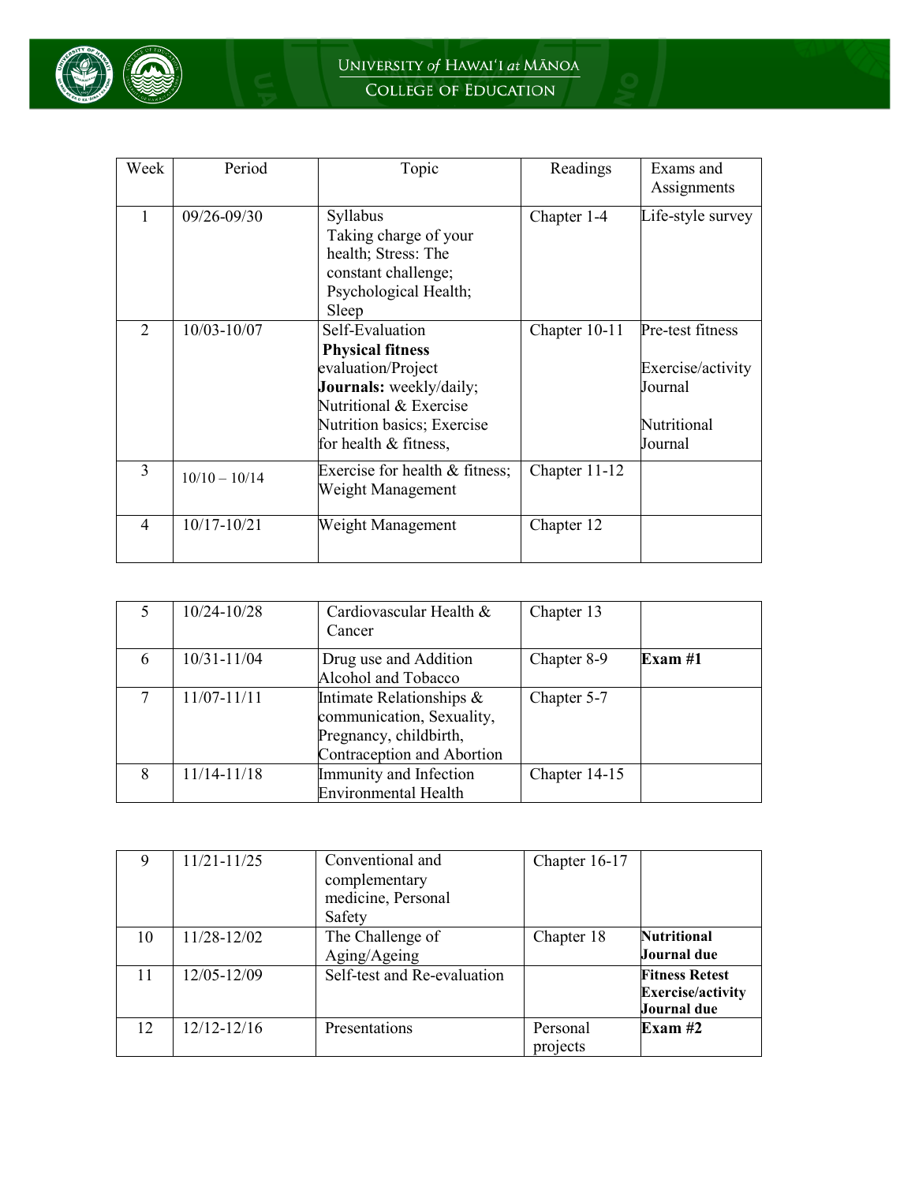| Week | Period | Topic | Readings | Exams and Assignments |
| --- | --- | --- | --- | --- |
| 1 | 09/26-09/30 | Syllabus Taking charge of your health; Stress: The constant challenge; Psychological Health; Sleep | Chapter 1-4 | Life-style survey |
| 2 | 10/03-10/07 | Self-Evaluation **Physical fitness** evaluation/Project **Journals:** weekly/daily; Nutritional & Exercise Nutrition basics; Exercise for health & fitness, | Chapter 10-11 | Pre-test fitness<br><br>Exercise/activity Journal<br><br>Nutritional Journal |
| 3 | 10/10 – 10/14 | Exercise for health & fitness; Weight Management | Chapter 11-12 | |
| 4 | 10/17-10/21 | Weight Management | Chapter 12 | |
| 5 | 10/24-10/28 | Cardiovascular Health & Cancer | Chapter 13 | |
| 6 | 10/31-11/04 | Drug use and Addition Alcohol and Tobacco | Chapter 8-9 | **Exam #1** |
| 7 | 11/07-11/11 | Intimate Relationships & communication, Sexuality, Pregnancy, childbirth, Contraception and Abortion | Chapter 5-7 | |
| 8 | 11/14-11/18 | Immunity and Infection Environmental Health | Chapter 14-15 | |
| 9 | 11/21-11/25 | Conventional and complementary medicine, Personal Safety | Chapter 16-17 | |
| 10 | 11/28-12/02 | The Challenge of Aging/Ageing | Chapter 18 | **Nutritional Journal due** |
| 11 | 12/05-12/09 | Self-test and Re-evaluation | | **Fitness Retest Exercise/activity Journal due** |
| 12 | 12/12-12/16 | Presentations | Personal projects | **Exam #2** |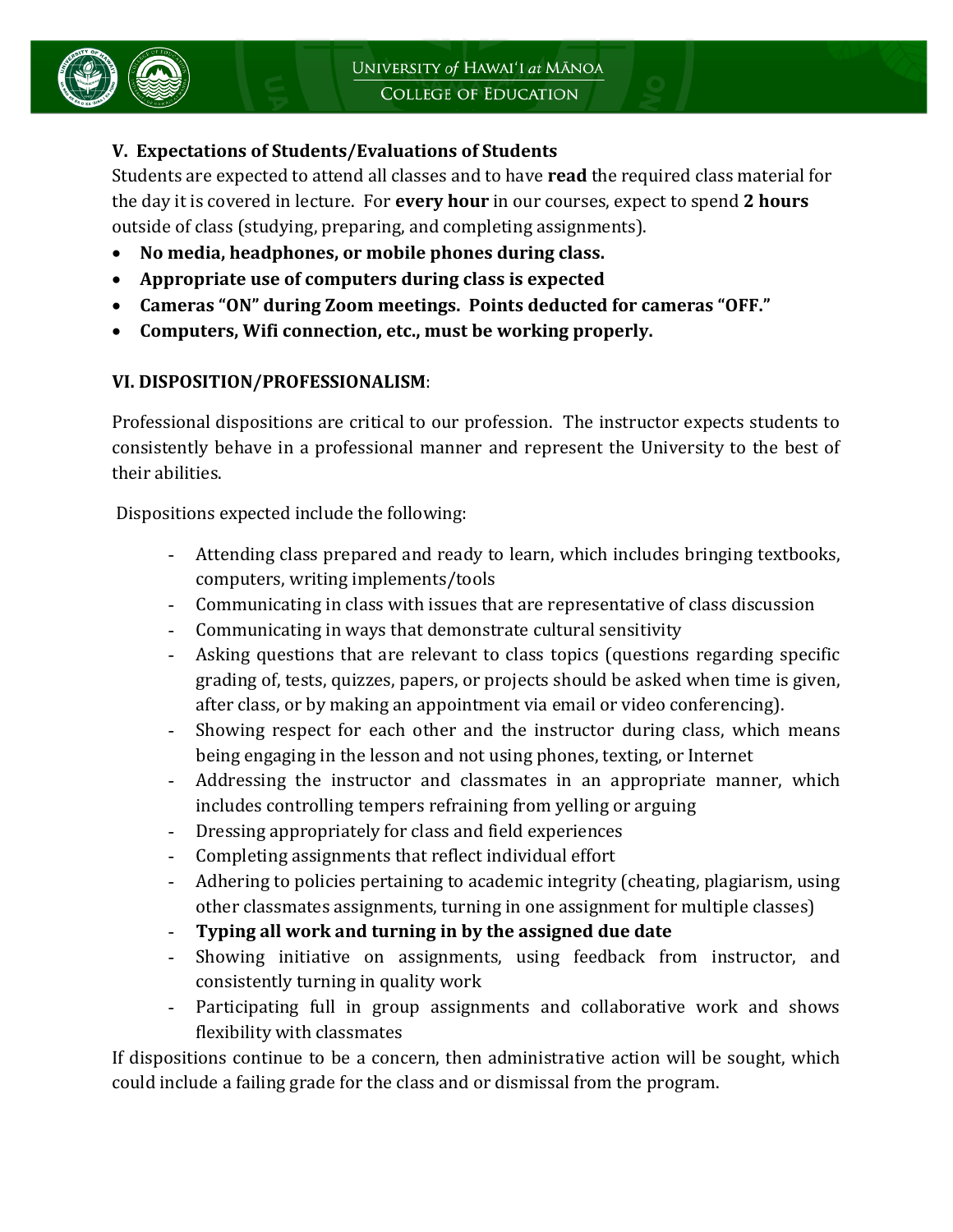### V. Expectations of Students/Evaluations of Students

Students are expected to attend all classes and to have **read** the required class material for the day it is covered in lecture. For **every hour** in our courses, expect to spend **2 hours** outside of class (studying, preparing, and completing assignments).

- **No media, headphones, or mobile phones during class.**
- **Appropriate use of computers during class is expected**
- **Cameras "ON" during Zoom meetings. Points deducted for cameras "OFF."**
- **Computers, Wifi connection, etc., must be working properly.**

### VI. DISPOSITION/PROFESSIONALISM:

Professional dispositions are critical to our profession. The instructor expects students to consistently behave in a professional manner and represent the University to the best of their abilities.

Dispositions expected include the following:

- Attending class prepared and ready to learn, which includes bringing textbooks, computers, writing implements/tools
- Communicating in class with issues that are representative of class discussion
- Communicating in ways that demonstrate cultural sensitivity
- Asking questions that are relevant to class topics (questions regarding specific grading of, tests, quizzes, papers, or projects should be asked when time is given, after class, or by making an appointment via email or video conferencing).
- Showing respect for each other and the instructor during class, which means being engaging in the lesson and not using phones, texting, or Internet
- Addressing the instructor and classmates in an appropriate manner, which includes controlling tempers refraining from yelling or arguing
- Dressing appropriately for class and field experiences
- Completing assignments that reflect individual effort
- Adhering to policies pertaining to academic integrity (cheating, plagiarism, using other classmates assignments, turning in one assignment for multiple classes)
- **Typing all work and turning in by the assigned due date**
- Showing initiative on assignments, using feedback from instructor, and consistently turning in quality work
- Participating full in group assignments and collaborative work and shows flexibility with classmates

If dispositions continue to be a concern, then administrative action will be sought, which could include a failing grade for the class and or dismissal from the program.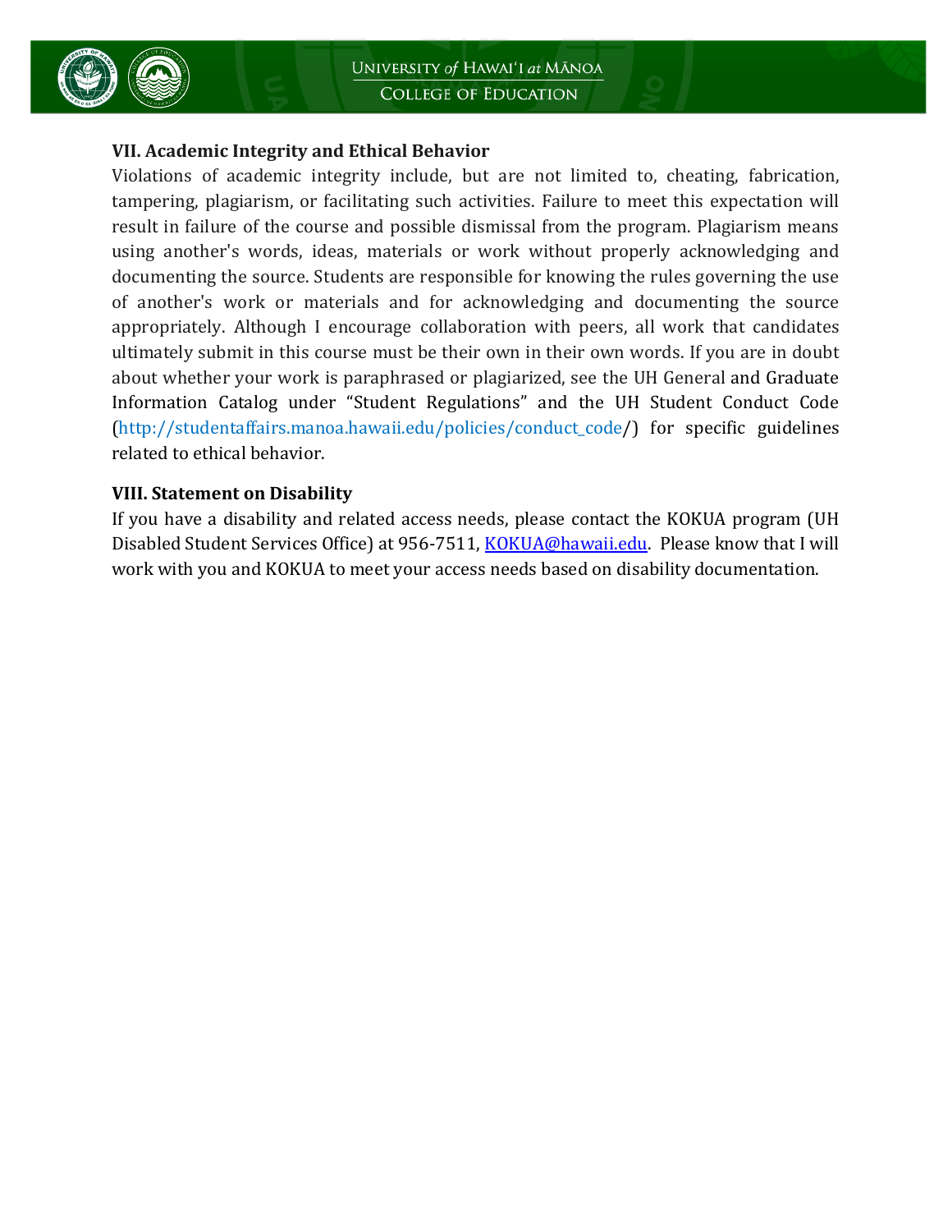### VII. Academic Integrity and Ethical Behavior

Violations of academic integrity include, but are not limited to, cheating, fabrication, tampering, plagiarism, or facilitating such activities. Failure to meet this expectation will result in failure of the course and possible dismissal from the program. Plagiarism means using another's words, ideas, materials or work without properly acknowledging and documenting the source. Students are responsible for knowing the rules governing the use of another's work or materials and for acknowledging and documenting the source appropriately. Although I encourage collaboration with peers, all work that candidates ultimately submit in this course must be their own in their own words. If you are in doubt about whether your work is paraphrased or plagiarized, see the UH General and Graduate Information Catalog under "Student Regulations" and the UH Student Conduct Code (http://studentaffairs.manoa.hawaii.edu/policies/conduct_code/) for specific guidelines related to ethical behavior.

### VIII. Statement on Disability

If you have a disability and related access needs, please contact the KOKUA program (UH Disabled Student Services Office) at 956-7511, KOKUA@hawaii.edu. Please know that I will work with you and KOKUA to meet your access needs based on disability documentation.